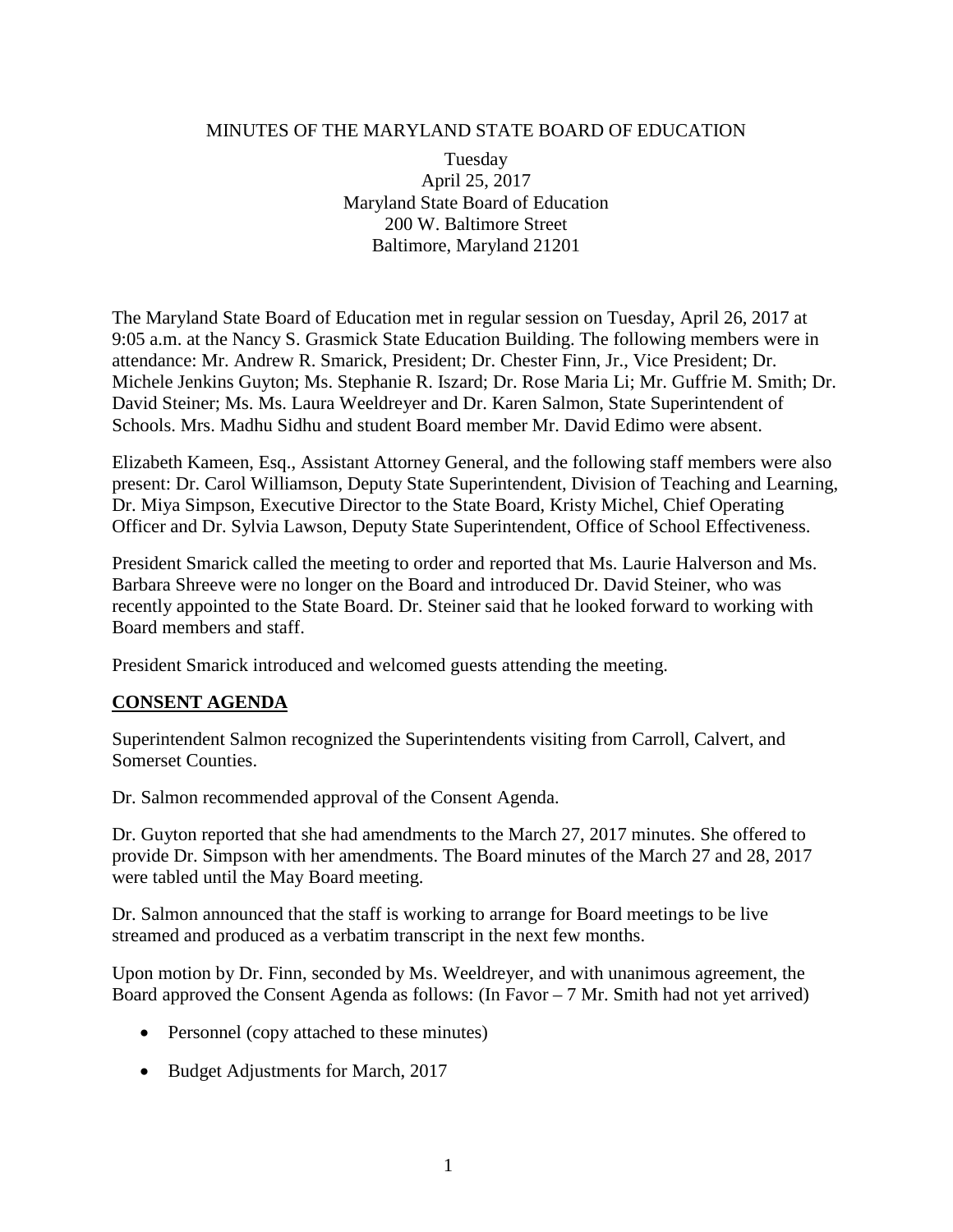MINUTES OF THE MARYLAND STATE BOARD OF EDUCATION

Tuesday
April 25, 2017
Maryland State Board of Education
200 W. Baltimore Street
Baltimore, Maryland 21201

The Maryland State Board of Education met in regular session on Tuesday, April 26, 2017 at 9:05 a.m. at the Nancy S. Grasmick State Education Building. The following members were in attendance: Mr. Andrew R. Smarick, President; Dr. Chester Finn, Jr., Vice President; Dr. Michele Jenkins Guyton; Ms. Stephanie R. Iszard; Dr. Rose Maria Li; Mr. Guffrie M. Smith; Dr. David Steiner; Ms. Ms. Laura Weeldreyer and Dr. Karen Salmon, State Superintendent of Schools. Mrs. Madhu Sidhu and student Board member Mr. David Edimo were absent.

Elizabeth Kameen, Esq., Assistant Attorney General, and the following staff members were also present: Dr. Carol Williamson, Deputy State Superintendent, Division of Teaching and Learning, Dr. Miya Simpson, Executive Director to the State Board, Kristy Michel, Chief Operating Officer and Dr. Sylvia Lawson, Deputy State Superintendent, Office of School Effectiveness.

President Smarick called the meeting to order and reported that Ms. Laurie Halverson and Ms. Barbara Shreeve were no longer on the Board and introduced Dr. David Steiner, who was recently appointed to the State Board. Dr. Steiner said that he looked forward to working with Board members and staff.

President Smarick introduced and welcomed guests attending the meeting.

## CONSENT AGENDA

Superintendent Salmon recognized the Superintendents visiting from Carroll, Calvert, and Somerset Counties.

Dr. Salmon recommended approval of the Consent Agenda.

Dr. Guyton reported that she had amendments to the March 27, 2017 minutes. She offered to provide Dr. Simpson with her amendments. The Board minutes of the March 27 and 28, 2017 were tabled until the May Board meeting.

Dr. Salmon announced that the staff is working to arrange for Board meetings to be live streamed and produced as a verbatim transcript in the next few months.

Upon motion by Dr. Finn, seconded by Ms. Weeldreyer, and with unanimous agreement, the Board approved the Consent Agenda as follows: (In Favor – 7 Mr. Smith had not yet arrived)

- Personnel (copy attached to these minutes)
- Budget Adjustments for March, 2017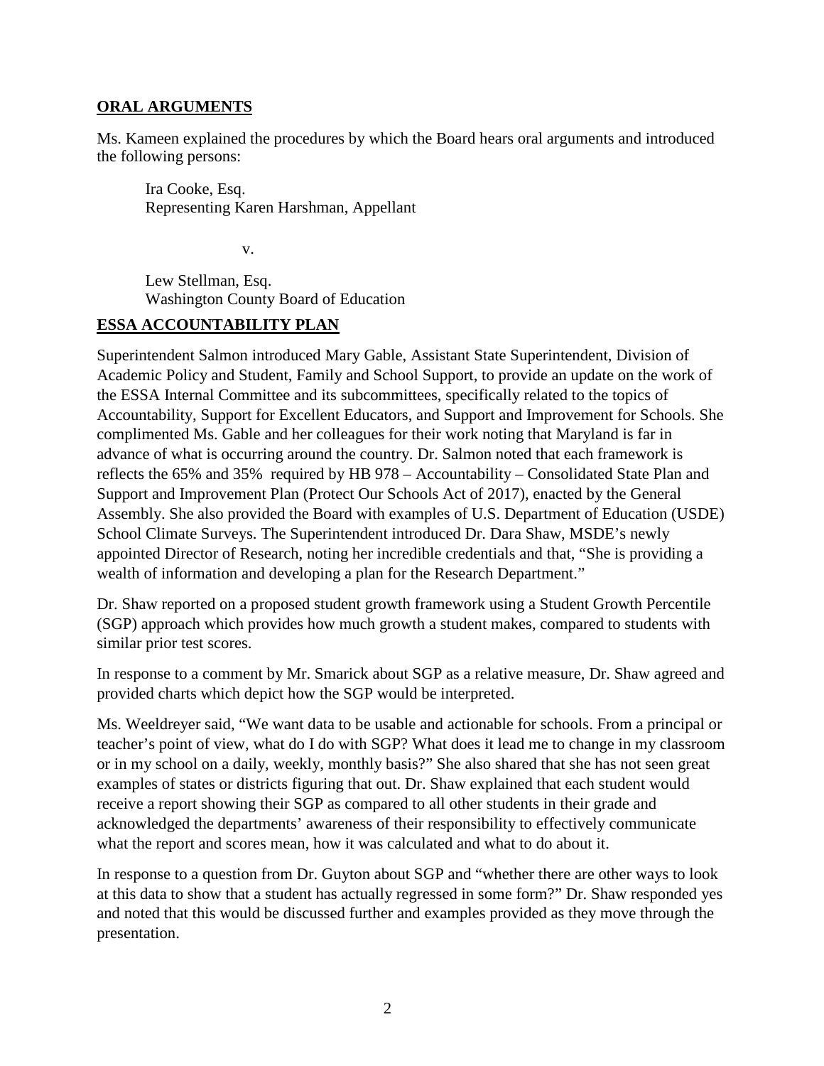## ORAL ARGUMENTS

Ms. Kameen explained the procedures by which the Board hears oral arguments and introduced the following persons:

Ira Cooke, Esq.
Representing Karen Harshman, Appellant

v.

Lew Stellman, Esq.
Washington County Board of Education

## ESSA ACCOUNTABILITY PLAN

Superintendent Salmon introduced Mary Gable, Assistant State Superintendent, Division of Academic Policy and Student, Family and School Support, to provide an update on the work of the ESSA Internal Committee and its subcommittees, specifically related to the topics of Accountability, Support for Excellent Educators, and Support and Improvement for Schools. She complimented Ms. Gable and her colleagues for their work noting that Maryland is far in advance of what is occurring around the country. Dr. Salmon noted that each framework is reflects the 65% and 35% required by HB 978 – Accountability – Consolidated State Plan and Support and Improvement Plan (Protect Our Schools Act of 2017), enacted by the General Assembly. She also provided the Board with examples of U.S. Department of Education (USDE) School Climate Surveys. The Superintendent introduced Dr. Dara Shaw, MSDE's newly appointed Director of Research, noting her incredible credentials and that, "She is providing a wealth of information and developing a plan for the Research Department."

Dr. Shaw reported on a proposed student growth framework using a Student Growth Percentile (SGP) approach which provides how much growth a student makes, compared to students with similar prior test scores.

In response to a comment by Mr. Smarick about SGP as a relative measure, Dr. Shaw agreed and provided charts which depict how the SGP would be interpreted.

Ms. Weeldreyer said, "We want data to be usable and actionable for schools. From a principal or teacher's point of view, what do I do with SGP? What does it lead me to change in my classroom or in my school on a daily, weekly, monthly basis?" She also shared that she has not seen great examples of states or districts figuring that out. Dr. Shaw explained that each student would receive a report showing their SGP as compared to all other students in their grade and acknowledged the departments' awareness of their responsibility to effectively communicate what the report and scores mean, how it was calculated and what to do about it.

In response to a question from Dr. Guyton about SGP and "whether there are other ways to look at this data to show that a student has actually regressed in some form?" Dr. Shaw responded yes and noted that this would be discussed further and examples provided as they move through the presentation.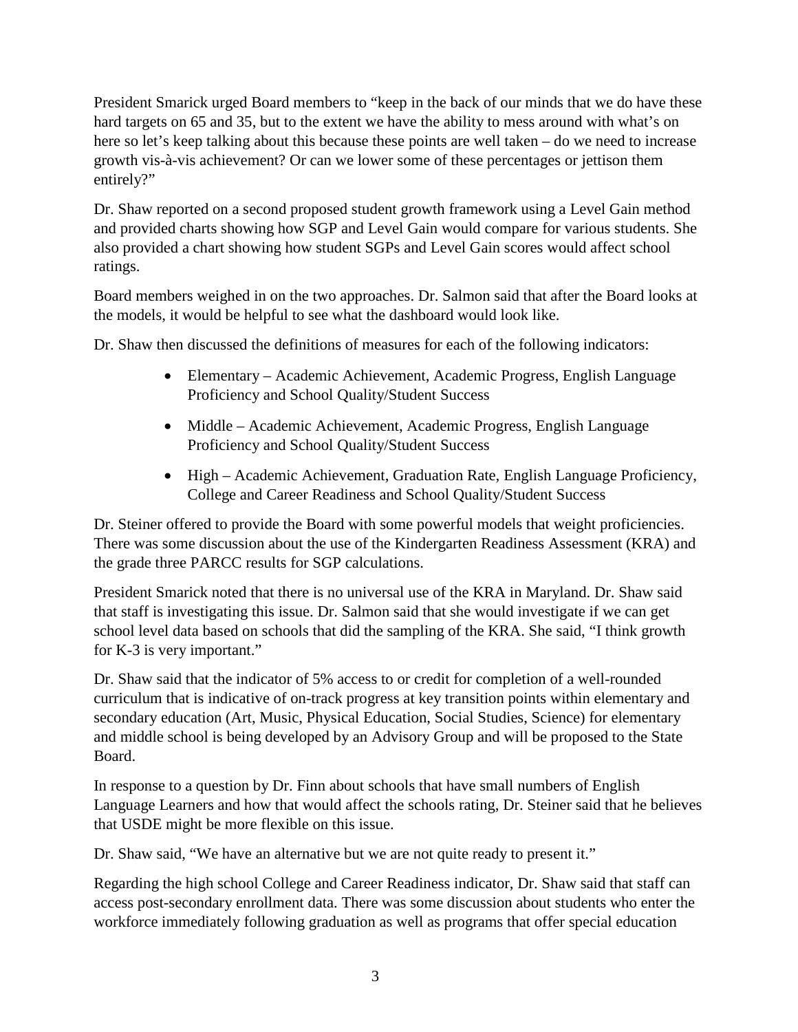President Smarick urged Board members to "keep in the back of our minds that we do have these hard targets on 65 and 35, but to the extent we have the ability to mess around with what's on here so let's keep talking about this because these points are well taken – do we need to increase growth vis-à-vis achievement? Or can we lower some of these percentages or jettison them entirely?"

Dr. Shaw reported on a second proposed student growth framework using a Level Gain method and provided charts showing how SGP and Level Gain would compare for various students. She also provided a chart showing how student SGPs and Level Gain scores would affect school ratings.

Board members weighed in on the two approaches. Dr. Salmon said that after the Board looks at the models, it would be helpful to see what the dashboard would look like.

Dr. Shaw then discussed the definitions of measures for each of the following indicators:

- Elementary – Academic Achievement, Academic Progress, English Language Proficiency and School Quality/Student Success
- Middle – Academic Achievement, Academic Progress, English Language Proficiency and School Quality/Student Success
- High – Academic Achievement, Graduation Rate, English Language Proficiency, College and Career Readiness and School Quality/Student Success

Dr. Steiner offered to provide the Board with some powerful models that weight proficiencies. There was some discussion about the use of the Kindergarten Readiness Assessment (KRA) and the grade three PARCC results for SGP calculations.

President Smarick noted that there is no universal use of the KRA in Maryland. Dr. Shaw said that staff is investigating this issue. Dr. Salmon said that she would investigate if we can get school level data based on schools that did the sampling of the KRA. She said, "I think growth for K-3 is very important."

Dr. Shaw said that the indicator of 5% access to or credit for completion of a well-rounded curriculum that is indicative of on-track progress at key transition points within elementary and secondary education (Art, Music, Physical Education, Social Studies, Science) for elementary and middle school is being developed by an Advisory Group and will be proposed to the State Board.

In response to a question by Dr. Finn about schools that have small numbers of English Language Learners and how that would affect the schools rating, Dr. Steiner said that he believes that USDE might be more flexible on this issue.

Dr. Shaw said, "We have an alternative but we are not quite ready to present it."

Regarding the high school College and Career Readiness indicator, Dr. Shaw said that staff can access post-secondary enrollment data. There was some discussion about students who enter the workforce immediately following graduation as well as programs that offer special education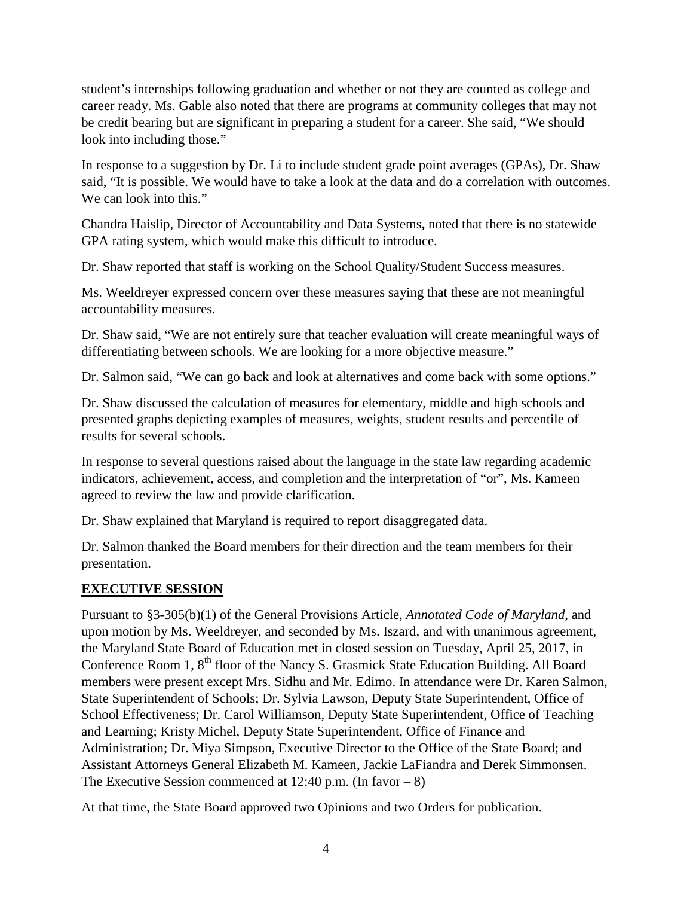student's internships following graduation and whether or not they are counted as college and career ready. Ms. Gable also noted that there are programs at community colleges that may not be credit bearing but are significant in preparing a student for a career. She said, "We should look into including those."

In response to a suggestion by Dr. Li to include student grade point averages (GPAs), Dr. Shaw said, "It is possible. We would have to take a look at the data and do a correlation with outcomes. We can look into this."

Chandra Haislip, Director of Accountability and Data Systems**,** noted that there is no statewide GPA rating system, which would make this difficult to introduce.

Dr. Shaw reported that staff is working on the School Quality/Student Success measures.

Ms. Weeldreyer expressed concern over these measures saying that these are not meaningful accountability measures.

Dr. Shaw said, "We are not entirely sure that teacher evaluation will create meaningful ways of differentiating between schools. We are looking for a more objective measure."

Dr. Salmon said, "We can go back and look at alternatives and come back with some options."

Dr. Shaw discussed the calculation of measures for elementary, middle and high schools and presented graphs depicting examples of measures, weights, student results and percentile of results for several schools.

In response to several questions raised about the language in the state law regarding academic indicators, achievement, access, and completion and the interpretation of "or", Ms. Kameen agreed to review the law and provide clarification.

Dr. Shaw explained that Maryland is required to report disaggregated data.

Dr. Salmon thanked the Board members for their direction and the team members for their presentation.

## EXECUTIVE SESSION

Pursuant to §3-305(b)(1) of the General Provisions Article, *Annotated Code of Maryland*, and upon motion by Ms. Weeldreyer, and seconded by Ms. Iszard, and with unanimous agreement, the Maryland State Board of Education met in closed session on Tuesday, April 25, 2017, in Conference Room 1, 8th floor of the Nancy S. Grasmick State Education Building. All Board members were present except Mrs. Sidhu and Mr. Edimo. In attendance were Dr. Karen Salmon, State Superintendent of Schools; Dr. Sylvia Lawson, Deputy State Superintendent, Office of School Effectiveness; Dr. Carol Williamson, Deputy State Superintendent, Office of Teaching and Learning; Kristy Michel, Deputy State Superintendent, Office of Finance and Administration; Dr. Miya Simpson, Executive Director to the Office of the State Board; and Assistant Attorneys General Elizabeth M. Kameen, Jackie LaFiandra and Derek Simmonsen. The Executive Session commenced at 12:40 p.m. (In favor – 8)

At that time, the State Board approved two Opinions and two Orders for publication.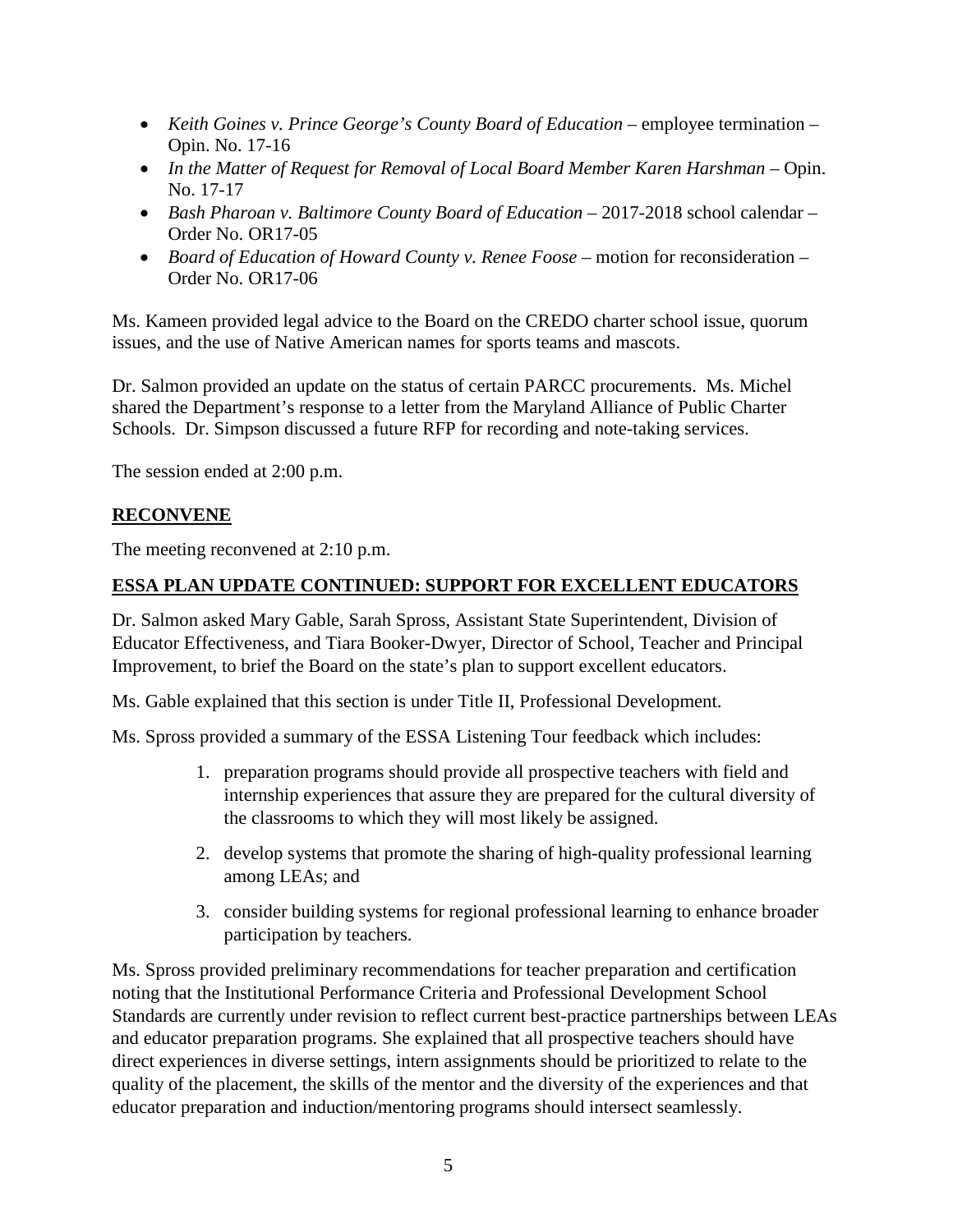- *Keith Goines v. Prince George's County Board of Education* – employee termination – Opin. No. 17-16
- *In the Matter of Request for Removal of Local Board Member Karen Harshman* – Opin. No. 17-17
- *Bash Pharoan v. Baltimore County Board of Education* – 2017-2018 school calendar – Order No. OR17-05
- *Board of Education of Howard County v. Renee Foose* – motion for reconsideration – Order No. OR17-06

Ms. Kameen provided legal advice to the Board on the CREDO charter school issue, quorum issues, and the use of Native American names for sports teams and mascots.

Dr. Salmon provided an update on the status of certain PARCC procurements. Ms. Michel shared the Department's response to a letter from the Maryland Alliance of Public Charter Schools. Dr. Simpson discussed a future RFP for recording and note-taking services.

The session ended at 2:00 p.m.

**RECONVENE**

The meeting reconvened at 2:10 p.m.

**ESSA PLAN UPDATE CONTINUED: SUPPORT FOR EXCELLENT EDUCATORS**

Dr. Salmon asked Mary Gable, Sarah Spross, Assistant State Superintendent, Division of Educator Effectiveness, and Tiara Booker-Dwyer, Director of School, Teacher and Principal Improvement, to brief the Board on the state's plan to support excellent educators.

Ms. Gable explained that this section is under Title II, Professional Development.

Ms. Spross provided a summary of the ESSA Listening Tour feedback which includes:

1. preparation programs should provide all prospective teachers with field and internship experiences that assure they are prepared for the cultural diversity of the classrooms to which they will most likely be assigned.
2. develop systems that promote the sharing of high-quality professional learning among LEAs; and
3. consider building systems for regional professional learning to enhance broader participation by teachers.

Ms. Spross provided preliminary recommendations for teacher preparation and certification noting that the Institutional Performance Criteria and Professional Development School Standards are currently under revision to reflect current best-practice partnerships between LEAs and educator preparation programs. She explained that all prospective teachers should have direct experiences in diverse settings, intern assignments should be prioritized to relate to the quality of the placement, the skills of the mentor and the diversity of the experiences and that educator preparation and induction/mentoring programs should intersect seamlessly.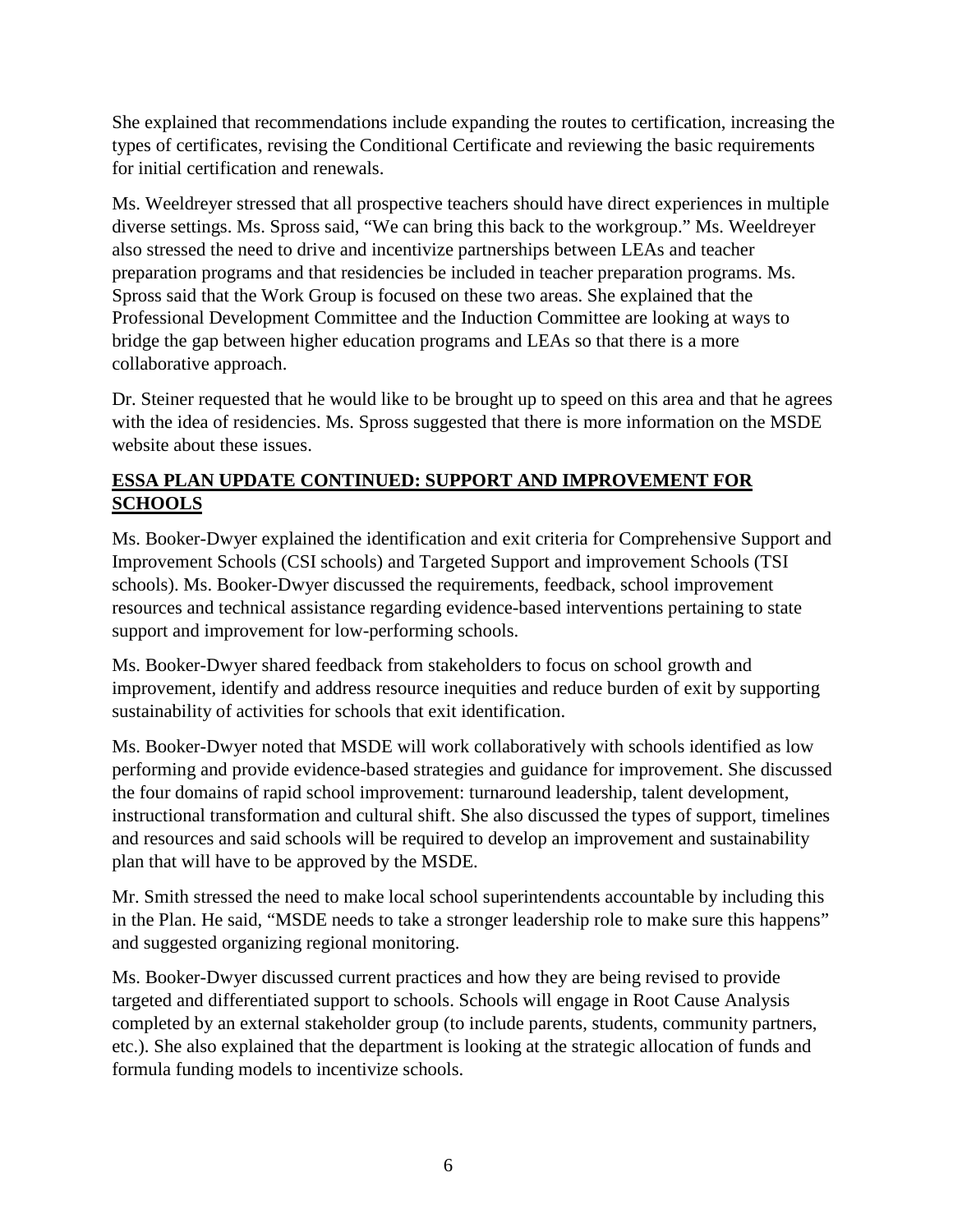She explained that recommendations include expanding the routes to certification, increasing the types of certificates, revising the Conditional Certificate and reviewing the basic requirements for initial certification and renewals.

Ms. Weeldreyer stressed that all prospective teachers should have direct experiences in multiple diverse settings. Ms. Spross said, "We can bring this back to the workgroup." Ms. Weeldreyer also stressed the need to drive and incentivize partnerships between LEAs and teacher preparation programs and that residencies be included in teacher preparation programs. Ms. Spross said that the Work Group is focused on these two areas. She explained that the Professional Development Committee and the Induction Committee are looking at ways to bridge the gap between higher education programs and LEAs so that there is a more collaborative approach.

Dr. Steiner requested that he would like to be brought up to speed on this area and that he agrees with the idea of residencies. Ms. Spross suggested that there is more information on the MSDE website about these issues.

**ESSA PLAN UPDATE CONTINUED: SUPPORT AND IMPROVEMENT FOR SCHOOLS**

Ms. Booker-Dwyer explained the identification and exit criteria for Comprehensive Support and Improvement Schools (CSI schools) and Targeted Support and improvement Schools (TSI schools). Ms. Booker-Dwyer discussed the requirements, feedback, school improvement resources and technical assistance regarding evidence-based interventions pertaining to state support and improvement for low-performing schools.

Ms. Booker-Dwyer shared feedback from stakeholders to focus on school growth and improvement, identify and address resource inequities and reduce burden of exit by supporting sustainability of activities for schools that exit identification.

Ms. Booker-Dwyer noted that MSDE will work collaboratively with schools identified as low performing and provide evidence-based strategies and guidance for improvement. She discussed the four domains of rapid school improvement: turnaround leadership, talent development, instructional transformation and cultural shift. She also discussed the types of support, timelines and resources and said schools will be required to develop an improvement and sustainability plan that will have to be approved by the MSDE.

Mr. Smith stressed the need to make local school superintendents accountable by including this in the Plan. He said, "MSDE needs to take a stronger leadership role to make sure this happens" and suggested organizing regional monitoring.

Ms. Booker-Dwyer discussed current practices and how they are being revised to provide targeted and differentiated support to schools. Schools will engage in Root Cause Analysis completed by an external stakeholder group (to include parents, students, community partners, etc.). She also explained that the department is looking at the strategic allocation of funds and formula funding models to incentivize schools.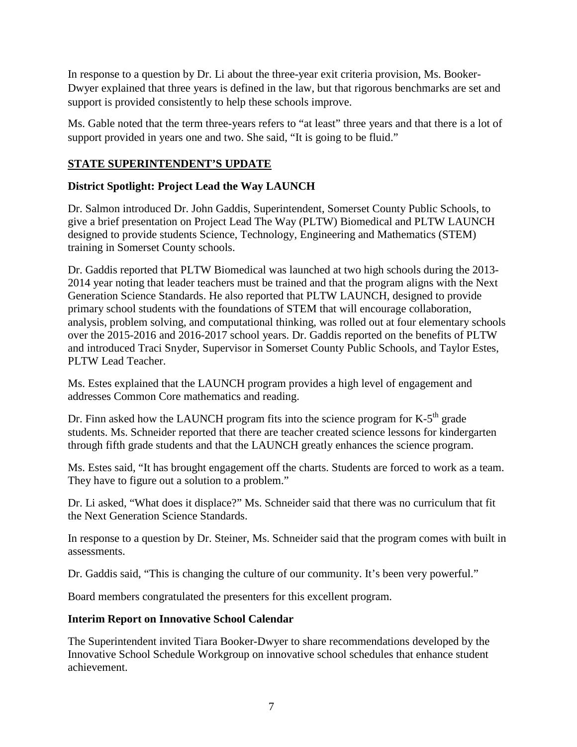In response to a question by Dr. Li about the three-year exit criteria provision, Ms. Booker-Dwyer explained that three years is defined in the law, but that rigorous benchmarks are set and support is provided consistently to help these schools improve.

Ms. Gable noted that the term three-years refers to "at least" three years and that there is a lot of support provided in years one and two. She said, "It is going to be fluid."

## STATE SUPERINTENDENT'S UPDATE

### District Spotlight: Project Lead the Way LAUNCH

Dr. Salmon introduced Dr. John Gaddis, Superintendent, Somerset County Public Schools, to give a brief presentation on Project Lead The Way (PLTW) Biomedical and PLTW LAUNCH designed to provide students Science, Technology, Engineering and Mathematics (STEM) training in Somerset County schools.

Dr. Gaddis reported that PLTW Biomedical was launched at two high schools during the 2013-2014 year noting that leader teachers must be trained and that the program aligns with the Next Generation Science Standards. He also reported that PLTW LAUNCH, designed to provide primary school students with the foundations of STEM that will encourage collaboration, analysis, problem solving, and computational thinking, was rolled out at four elementary schools over the 2015-2016 and 2016-2017 school years. Dr. Gaddis reported on the benefits of PLTW and introduced Traci Snyder, Supervisor in Somerset County Public Schools, and Taylor Estes, PLTW Lead Teacher.

Ms. Estes explained that the LAUNCH program provides a high level of engagement and addresses Common Core mathematics and reading.

Dr. Finn asked how the LAUNCH program fits into the science program for K-5th grade students. Ms. Schneider reported that there are teacher created science lessons for kindergarten through fifth grade students and that the LAUNCH greatly enhances the science program.

Ms. Estes said, "It has brought engagement off the charts. Students are forced to work as a team. They have to figure out a solution to a problem."

Dr. Li asked, "What does it displace?" Ms. Schneider said that there was no curriculum that fit the Next Generation Science Standards.

In response to a question by Dr. Steiner, Ms. Schneider said that the program comes with built in assessments.

Dr. Gaddis said, "This is changing the culture of our community. It's been very powerful."

Board members congratulated the presenters for this excellent program.

### Interim Report on Innovative School Calendar

The Superintendent invited Tiara Booker-Dwyer to share recommendations developed by the Innovative School Schedule Workgroup on innovative school schedules that enhance student achievement.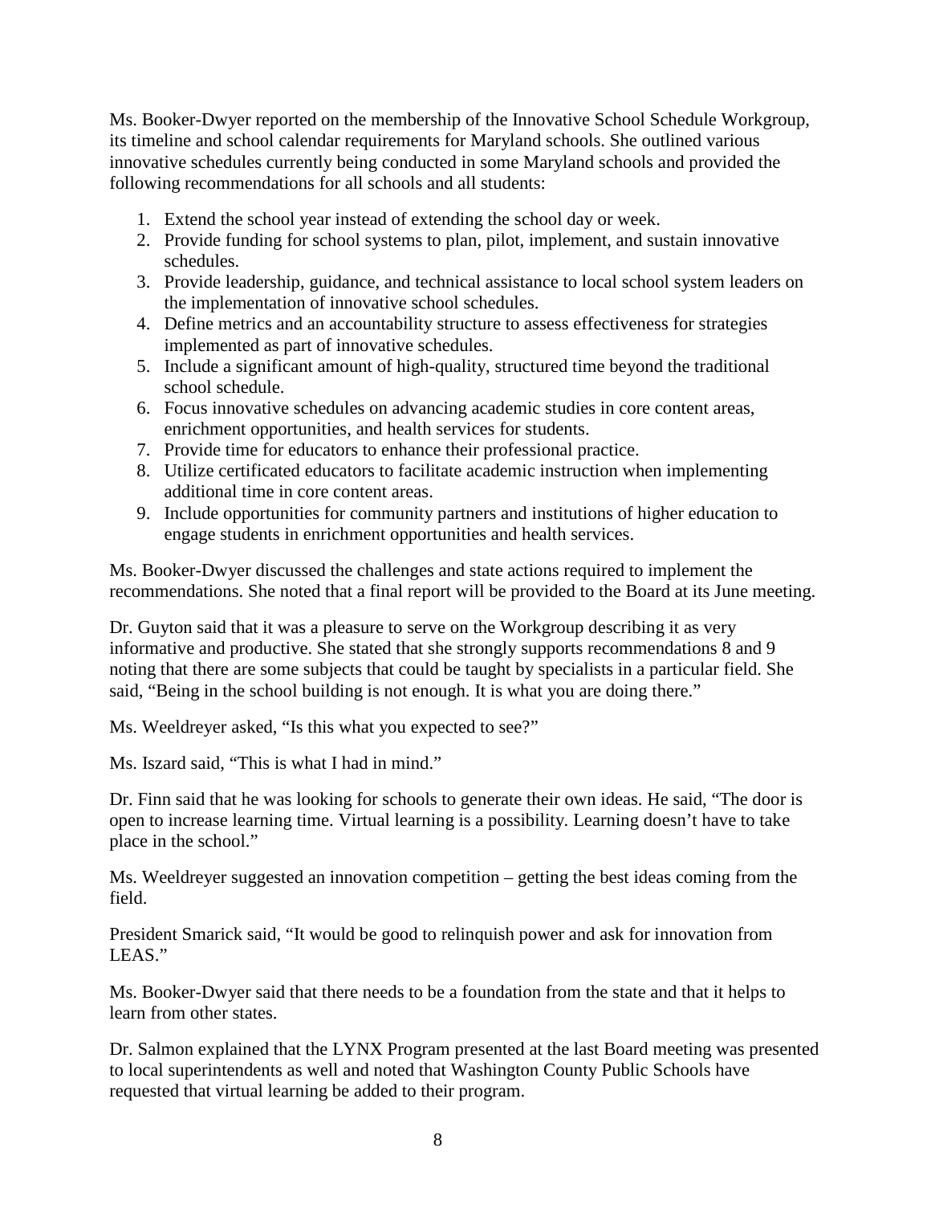Ms. Booker-Dwyer reported on the membership of the Innovative School Schedule Workgroup, its timeline and school calendar requirements for Maryland schools. She outlined various innovative schedules currently being conducted in some Maryland schools and provided the following recommendations for all schools and all students:

1. Extend the school year instead of extending the school day or week.
2. Provide funding for school systems to plan, pilot, implement, and sustain innovative schedules.
3. Provide leadership, guidance, and technical assistance to local school system leaders on the implementation of innovative school schedules.
4. Define metrics and an accountability structure to assess effectiveness for strategies implemented as part of innovative schedules.
5. Include a significant amount of high-quality, structured time beyond the traditional school schedule.
6. Focus innovative schedules on advancing academic studies in core content areas, enrichment opportunities, and health services for students.
7. Provide time for educators to enhance their professional practice.
8. Utilize certificated educators to facilitate academic instruction when implementing additional time in core content areas.
9. Include opportunities for community partners and institutions of higher education to engage students in enrichment opportunities and health services.

Ms. Booker-Dwyer discussed the challenges and state actions required to implement the recommendations. She noted that a final report will be provided to the Board at its June meeting.

Dr. Guyton said that it was a pleasure to serve on the Workgroup describing it as very informative and productive. She stated that she strongly supports recommendations 8 and 9 noting that there are some subjects that could be taught by specialists in a particular field. She said, "Being in the school building is not enough. It is what you are doing there."

Ms. Weeldreyer asked, "Is this what you expected to see?"

Ms. Iszard said, "This is what I had in mind."

Dr. Finn said that he was looking for schools to generate their own ideas. He said, "The door is open to increase learning time. Virtual learning is a possibility. Learning doesn't have to take place in the school."

Ms. Weeldreyer suggested an innovation competition – getting the best ideas coming from the field.

President Smarick said, "It would be good to relinquish power and ask for innovation from LEAS."

Ms. Booker-Dwyer said that there needs to be a foundation from the state and that it helps to learn from other states.

Dr. Salmon explained that the LYNX Program presented at the last Board meeting was presented to local superintendents as well and noted that Washington County Public Schools have requested that virtual learning be added to their program.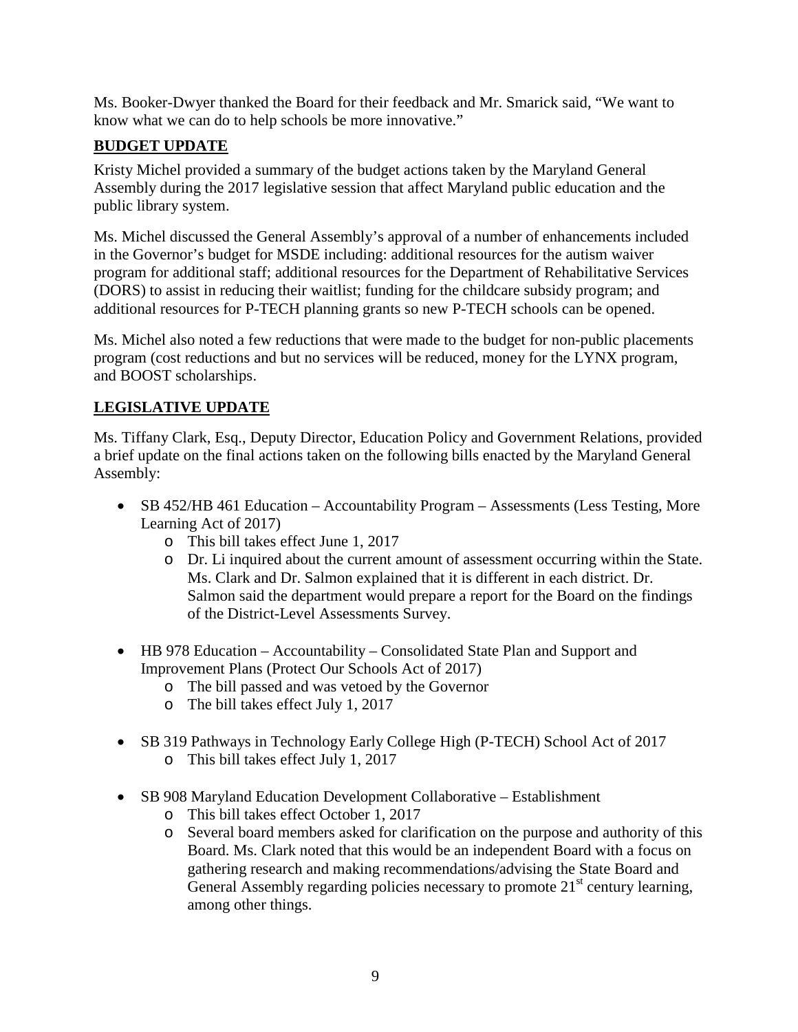Ms. Booker-Dwyer thanked the Board for their feedback and Mr. Smarick said, "We want to know what we can do to help schools be more innovative."

## BUDGET UPDATE

Kristy Michel provided a summary of the budget actions taken by the Maryland General Assembly during the 2017 legislative session that affect Maryland public education and the public library system.

Ms. Michel discussed the General Assembly's approval of a number of enhancements included in the Governor's budget for MSDE including: additional resources for the autism waiver program for additional staff; additional resources for the Department of Rehabilitative Services (DORS) to assist in reducing their waitlist; funding for the childcare subsidy program; and additional resources for P-TECH planning grants so new P-TECH schools can be opened.

Ms. Michel also noted a few reductions that were made to the budget for non-public placements program (cost reductions and but no services will be reduced, money for the LYNX program, and BOOST scholarships.

## LEGISLATIVE UPDATE

Ms. Tiffany Clark, Esq., Deputy Director, Education Policy and Government Relations, provided a brief update on the final actions taken on the following bills enacted by the Maryland General Assembly:

- SB 452/HB 461 Education – Accountability Program – Assessments (Less Testing, More Learning Act of 2017)
  - This bill takes effect June 1, 2017
  - Dr. Li inquired about the current amount of assessment occurring within the State. Ms. Clark and Dr. Salmon explained that it is different in each district. Dr. Salmon said the department would prepare a report for the Board on the findings of the District-Level Assessments Survey.

- HB 978 Education – Accountability – Consolidated State Plan and Support and Improvement Plans (Protect Our Schools Act of 2017)
  - The bill passed and was vetoed by the Governor
  - The bill takes effect July 1, 2017

- SB 319 Pathways in Technology Early College High (P-TECH) School Act of 2017
  - This bill takes effect July 1, 2017

- SB 908 Maryland Education Development Collaborative – Establishment
  - This bill takes effect October 1, 2017
  - Several board members asked for clarification on the purpose and authority of this Board. Ms. Clark noted that this would be an independent Board with a focus on gathering research and making recommendations/advising the State Board and General Assembly regarding policies necessary to promote 21st century learning, among other things.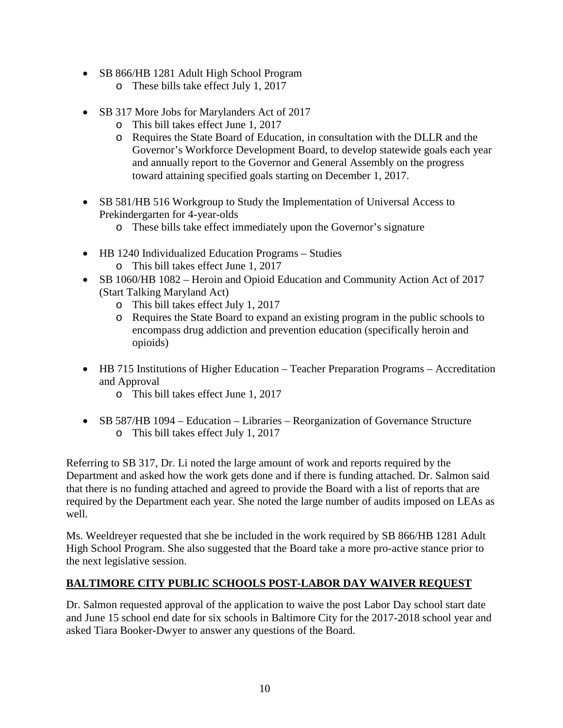- SB 866/HB 1281 Adult High School Program
  - These bills take effect July 1, 2017

- SB 317 More Jobs for Marylanders Act of 2017
  - This bill takes effect June 1, 2017
  - Requires the State Board of Education, in consultation with the DLLR and the Governor's Workforce Development Board, to develop statewide goals each year and annually report to the Governor and General Assembly on the progress toward attaining specified goals starting on December 1, 2017.

- SB 581/HB 516 Workgroup to Study the Implementation of Universal Access to Prekindergarten for 4-year-olds
  - These bills take effect immediately upon the Governor's signature

- HB 1240 Individualized Education Programs – Studies
  - This bill takes effect June 1, 2017
- SB 1060/HB 1082 – Heroin and Opioid Education and Community Action Act of 2017 (Start Talking Maryland Act)
  - This bill takes effect July 1, 2017
  - Requires the State Board to expand an existing program in the public schools to encompass drug addiction and prevention education (specifically heroin and opioids)

- HB 715 Institutions of Higher Education – Teacher Preparation Programs – Accreditation and Approval
  - This bill takes effect June 1, 2017

- SB 587/HB 1094 – Education – Libraries – Reorganization of Governance Structure
  - This bill takes effect July 1, 2017

Referring to SB 317, Dr. Li noted the large amount of work and reports required by the Department and asked how the work gets done and if there is funding attached. Dr. Salmon said that there is no funding attached and agreed to provide the Board with a list of reports that are required by the Department each year. She noted the large number of audits imposed on LEAs as well.

Ms. Weeldreyer requested that she be included in the work required by SB 866/HB 1281 Adult High School Program. She also suggested that the Board take a more pro-active stance prior to the next legislative session.

## BALTIMORE CITY PUBLIC SCHOOLS POST-LABOR DAY WAIVER REQUEST

Dr. Salmon requested approval of the application to waive the post Labor Day school start date and June 15 school end date for six schools in Baltimore City for the 2017-2018 school year and asked Tiara Booker-Dwyer to answer any questions of the Board.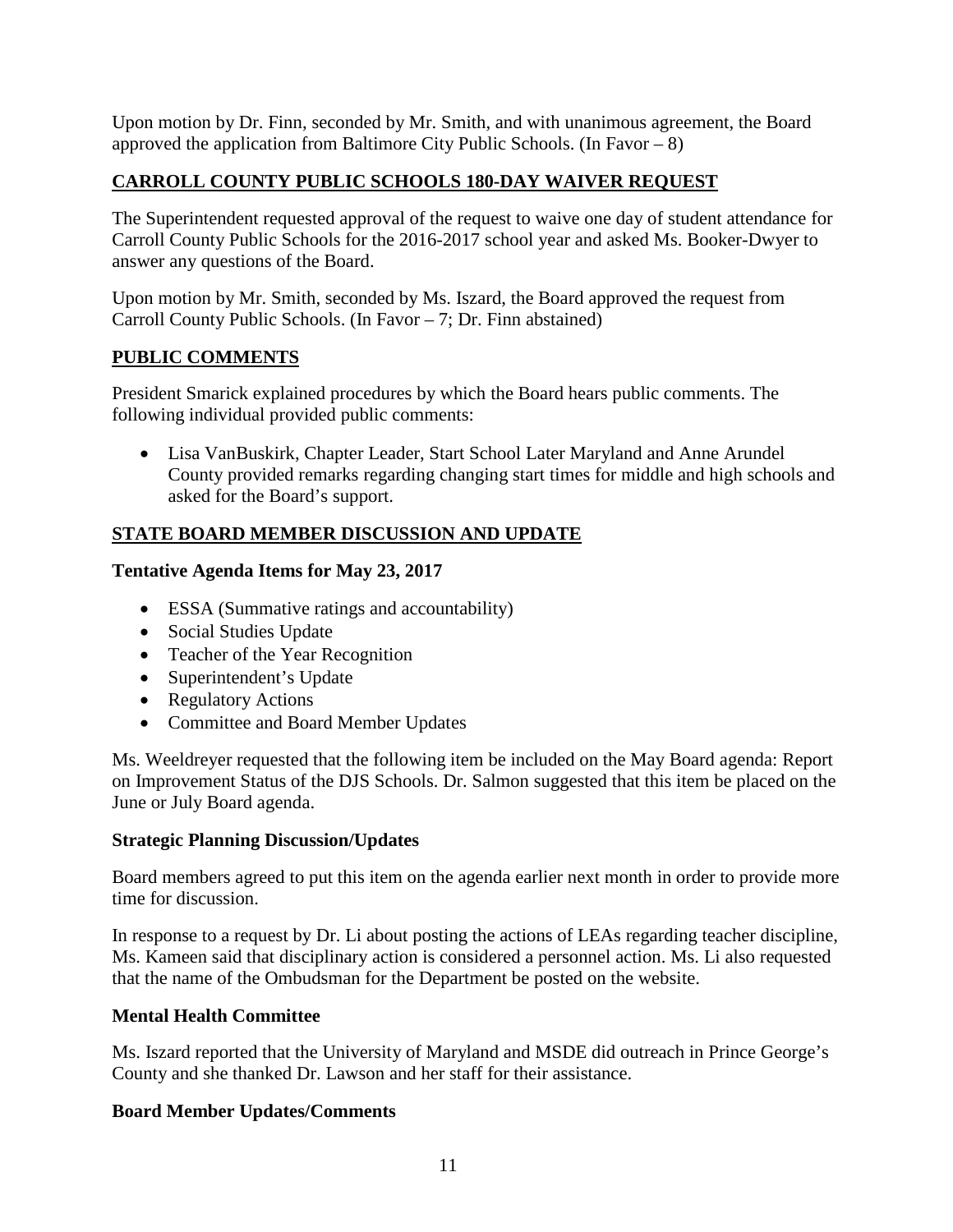Upon motion by Dr. Finn, seconded by Mr. Smith, and with unanimous agreement, the Board approved the application from Baltimore City Public Schools. (In Favor – 8)

## CARROLL COUNTY PUBLIC SCHOOLS 180-DAY WAIVER REQUEST

The Superintendent requested approval of the request to waive one day of student attendance for Carroll County Public Schools for the 2016-2017 school year and asked Ms. Booker-Dwyer to answer any questions of the Board.

Upon motion by Mr. Smith, seconded by Ms. Iszard, the Board approved the request from Carroll County Public Schools. (In Favor – 7; Dr. Finn abstained)

## PUBLIC COMMENTS

President Smarick explained procedures by which the Board hears public comments. The following individual provided public comments:

- Lisa VanBuskirk, Chapter Leader, Start School Later Maryland and Anne Arundel County provided remarks regarding changing start times for middle and high schools and asked for the Board's support.

## STATE BOARD MEMBER DISCUSSION AND UPDATE

### Tentative Agenda Items for May 23, 2017

- ESSA (Summative ratings and accountability)
- Social Studies Update
- Teacher of the Year Recognition
- Superintendent's Update
- Regulatory Actions
- Committee and Board Member Updates

Ms. Weeldreyer requested that the following item be included on the May Board agenda: Report on Improvement Status of the DJS Schools. Dr. Salmon suggested that this item be placed on the June or July Board agenda.

### Strategic Planning Discussion/Updates

Board members agreed to put this item on the agenda earlier next month in order to provide more time for discussion.

In response to a request by Dr. Li about posting the actions of LEAs regarding teacher discipline, Ms. Kameen said that disciplinary action is considered a personnel action. Ms. Li also requested that the name of the Ombudsman for the Department be posted on the website.

### Mental Health Committee

Ms. Iszard reported that the University of Maryland and MSDE did outreach in Prince George's County and she thanked Dr. Lawson and her staff for their assistance.

### Board Member Updates/Comments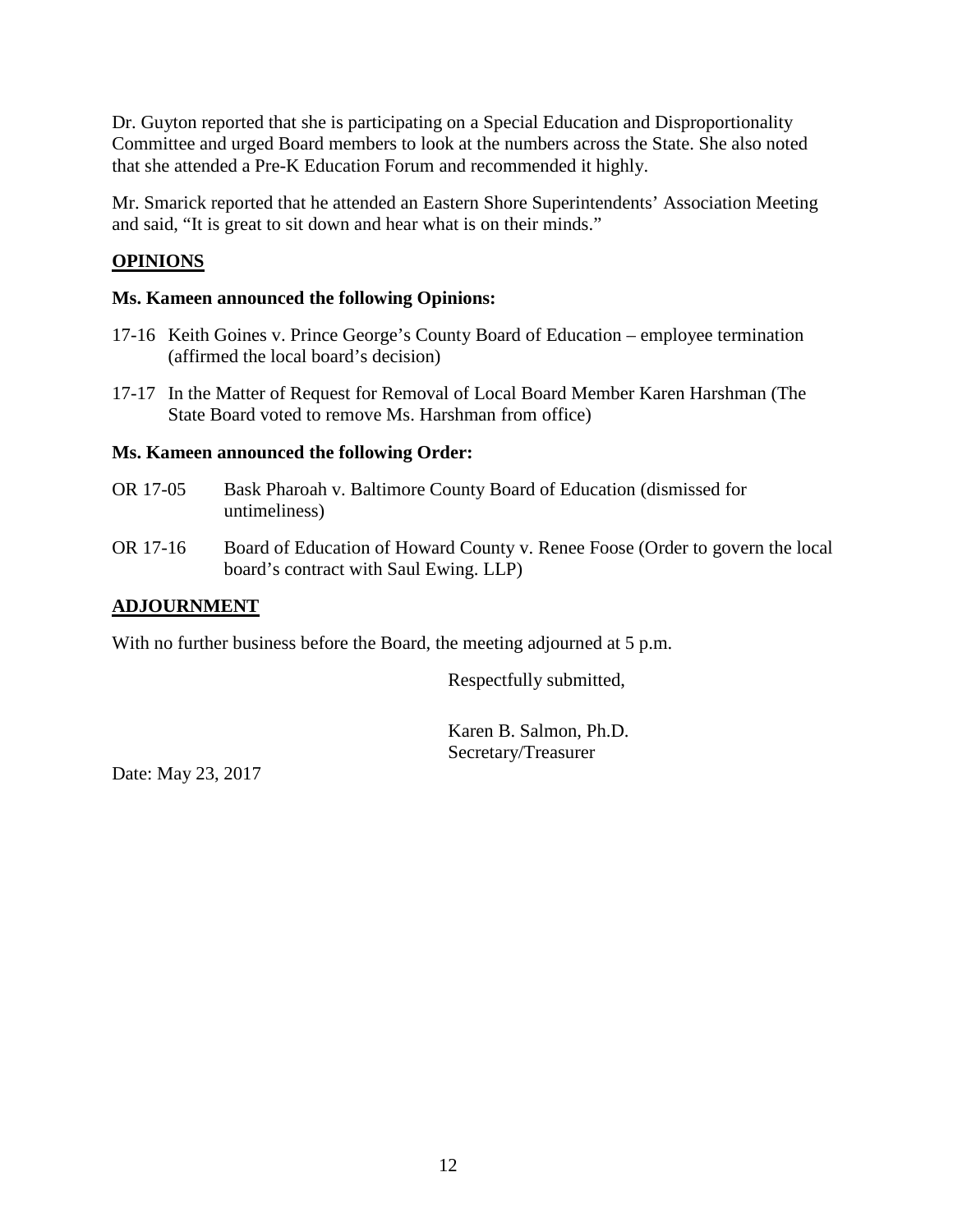Dr. Guyton reported that she is participating on a Special Education and Disproportionality Committee and urged Board members to look at the numbers across the State. She also noted that she attended a Pre-K Education Forum and recommended it highly.

Mr. Smarick reported that he attended an Eastern Shore Superintendents' Association Meeting and said, "It is great to sit down and hear what is on their minds."

## OPINIONS

**Ms. Kameen announced the following Opinions:**

17-16 Keith Goines v. Prince George's County Board of Education – employee termination (affirmed the local board's decision)

17-17 In the Matter of Request for Removal of Local Board Member Karen Harshman (The State Board voted to remove Ms. Harshman from office)

**Ms. Kameen announced the following Order:**

OR 17-05 Bask Pharoah v. Baltimore County Board of Education (dismissed for untimeliness)

OR 17-16 Board of Education of Howard County v. Renee Foose (Order to govern the local board's contract with Saul Ewing. LLP)

## ADJOURNMENT

With no further business before the Board, the meeting adjourned at 5 p.m.

Respectfully submitted,

Karen B. Salmon, Ph.D.
Secretary/Treasurer

Date: May 23, 2017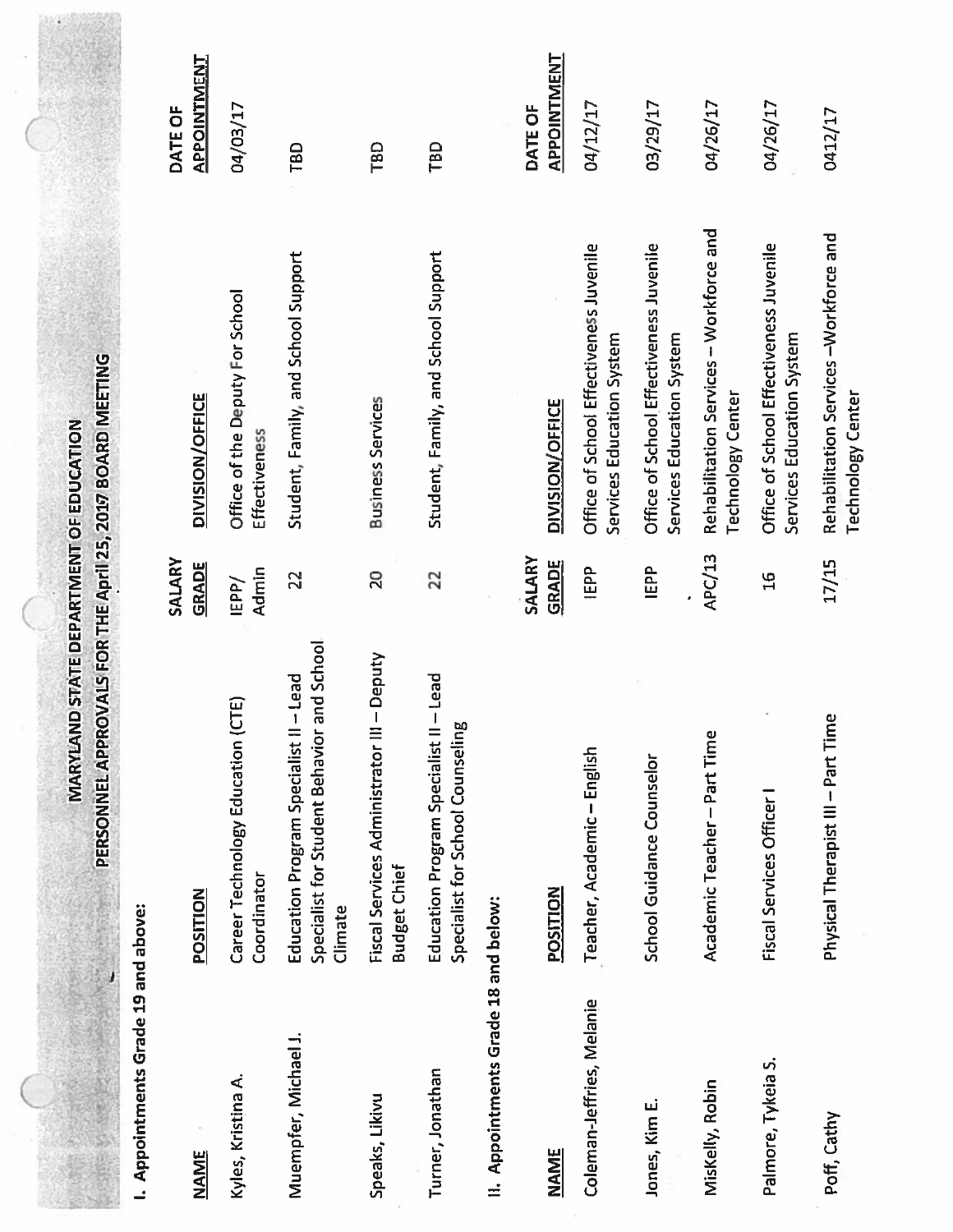# MARYLAND STATE DEPARTMENT OF EDUCATION

## PERSONNEL APPROVALS FOR THE April 25, 2017 BOARD MEETING

### I. Appointments Grade 19 and above:

| NAME | POSITION | SALARY GRADE | DIVISION/OFFICE | DATE OF APPOINTMENT |
|---|---|---|---|---|
| Kyles, Kristina A. | Career Technology Education (CTE) Coordinator | IEPP/ Admin | Office of the Deputy For School Effectiveness | 04/03/17 |
| Muempfer, Michael J. | Education Program Specialist II – Lead Specialist for Student Behavior and School Climate | 22 | Student, Family, and School Support | TBD |
| Speaks, Likivu | Fiscal Services Administrator III – Deputy Budget Chief | 20 | Business Services | TBD |
| Turner, Jonathan | Education Program Specialist II – Lead Specialist for School Counseling | 22 | Student, Family, and School Support | TBD |

### II. Appointments Grade 18 and below:

| NAME | POSITION | SALARY GRADE | DIVISION/OFFICE | DATE OF APPOINTMENT |
|---|---|---|---|---|
| Coleman-Jeffries, Melanie | Teacher, Academic – English | IEPP | Office of School Effectiveness Juvenile Services Education System | 04/12/17 |
| Jones, Kim E. | School Guidance Counselor | IEPP | Office of School Effectiveness Juvenile Services Education System | 03/29/17 |
| MisKelly, Robin | Academic Teacher – Part Time | APC/13 | Rehabilitation Services – Workforce and Technology Center | 04/26/17 |
| Palmore, Tykeia S. | Fiscal Services Officer I | 16 | Office of School Effectiveness Juvenile Services Education System | 04/26/17 |
| Poff, Cathy | Physical Therapist III – Part Time | 17/15 | Rehabilitation Services –Workforce and Technology Center | 0412/17 |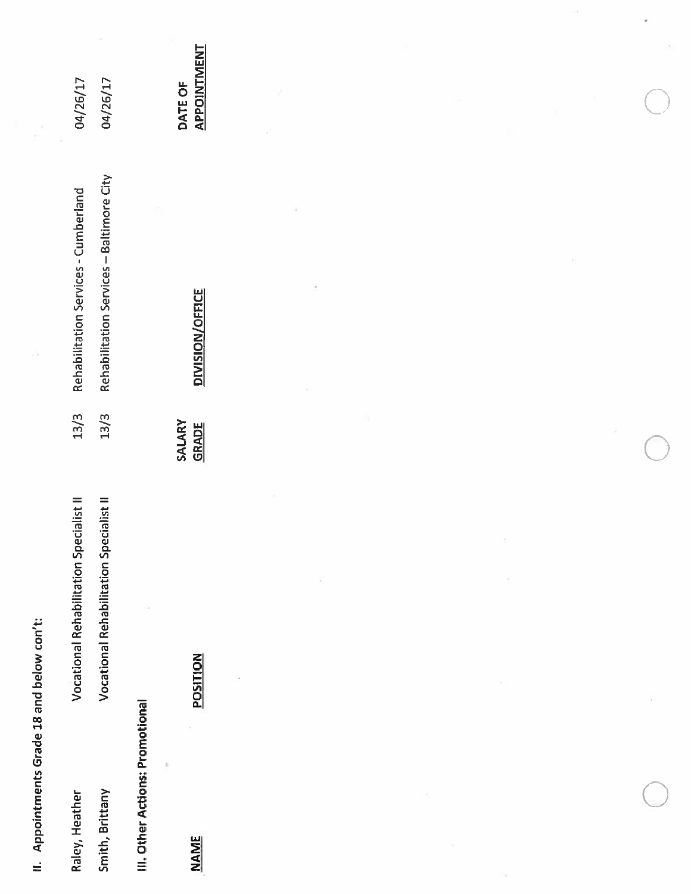II. Appointments Grade 18 and below con't:

| | | | | |
|---|---|---|---|---|
| Raley, Heather | Vocational Rehabilitation Specialist II | 13/3 | Rehabilitation Services - Cumberland | 04/26/17 |
| Smith, Brittany | Vocational Rehabilitation Specialist II | 13/3 | Rehabilitation Services – Baltimore City | 04/26/17 |

**III. Other Actions: Promotional**

| NAME | POSITION | SALARY GRADE | DIVISION/OFFICE | DATE OF APPOINTMENT |
|---|---|---|---|---|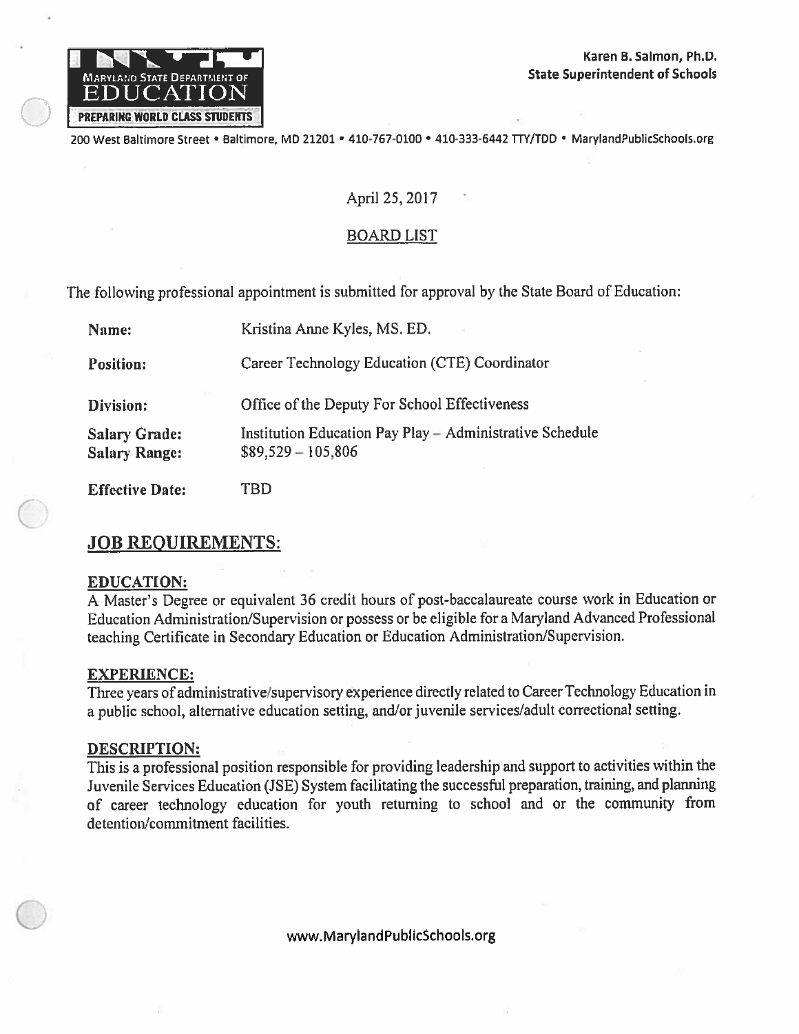MARYLAND STATE DEPARTMENT OF EDUCATION
PREPARING WORLD CLASS STUDENTS

**Karen B. Salmon, Ph.D.**
**State Superintendent of Schools**

200 West Baltimore Street • Baltimore, MD 21201 • 410-767-0100 • 410-333-6442 TTY/TDD • MarylandPublicSchools.org

April 25, 2017

BOARD LIST

The following professional appointment is submitted for approval by the State Board of Education:

| | |
|---|---|
| **Name:** | Kristina Anne Kyles, MS. ED. |
| **Position:** | Career Technology Education (CTE) Coordinator |
| **Division:** | Office of the Deputy For School Effectiveness |
| **Salary Grade:** | Institution Education Pay Play – Administrative Schedule |
| **Salary Range:** | $89,529 – 105,806 |
| **Effective Date:** | TBD |

## JOB REQUIREMENTS:

### EDUCATION:

A Master's Degree or equivalent 36 credit hours of post-baccalaureate course work in Education or Education Administration/Supervision or possess or be eligible for a Maryland Advanced Professional teaching Certificate in Secondary Education or Education Administration/Supervision.

### EXPERIENCE:

Three years of administrative/supervisory experience directly related to Career Technology Education in a public school, alternative education setting, and/or juvenile services/adult correctional setting.

### DESCRIPTION:

This is a professional position responsible for providing leadership and support to activities within the Juvenile Services Education (JSE) System facilitating the successful preparation, training, and planning of career technology education for youth returning to school and or the community from detention/commitment facilities.

www.MarylandPublicSchools.org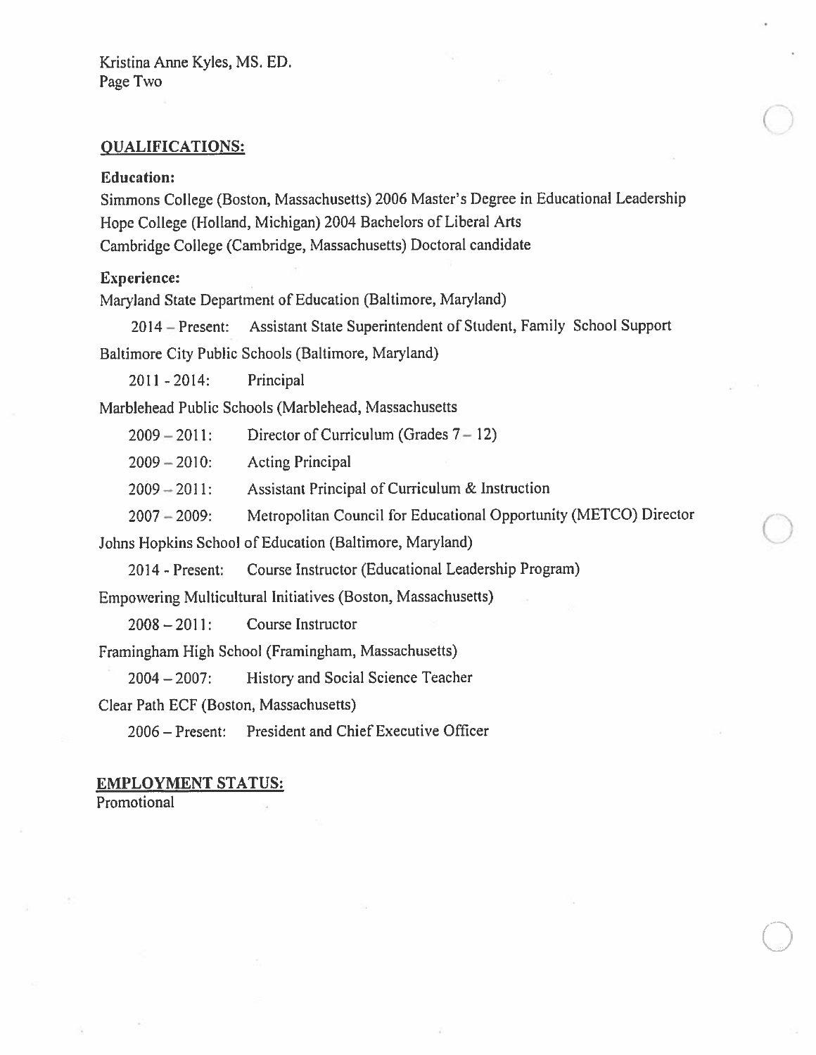Kristina Anne Kyles, MS. ED.
Page Two

## QUALIFICATIONS:

**Education:**

Simmons College (Boston, Massachusetts) 2006 Master's Degree in Educational Leadership
Hope College (Holland, Michigan) 2004 Bachelors of Liberal Arts
Cambridge College (Cambridge, Massachusetts) Doctoral candidate

**Experience:**

Maryland State Department of Education (Baltimore, Maryland)

- 2014 – Present: Assistant State Superintendent of Student, Family School Support

Baltimore City Public Schools (Baltimore, Maryland)

- 2011 - 2014: Principal

Marblehead Public Schools (Marblehead, Massachusetts

- 2009 – 2011: Director of Curriculum (Grades 7 – 12)
- 2009 – 2010: Acting Principal
- 2009 – 2011: Assistant Principal of Curriculum & Instruction
- 2007 – 2009: Metropolitan Council for Educational Opportunity (METCO) Director

Johns Hopkins School of Education (Baltimore, Maryland)

- 2014 - Present: Course Instructor (Educational Leadership Program)

Empowering Multicultural Initiatives (Boston, Massachusetts)

- 2008 – 2011: Course Instructor

Framingham High School (Framingham, Massachusetts)

- 2004 – 2007: History and Social Science Teacher

Clear Path ECF (Boston, Massachusetts)

- 2006 – Present: President and Chief Executive Officer

## EMPLOYMENT STATUS:

Promotional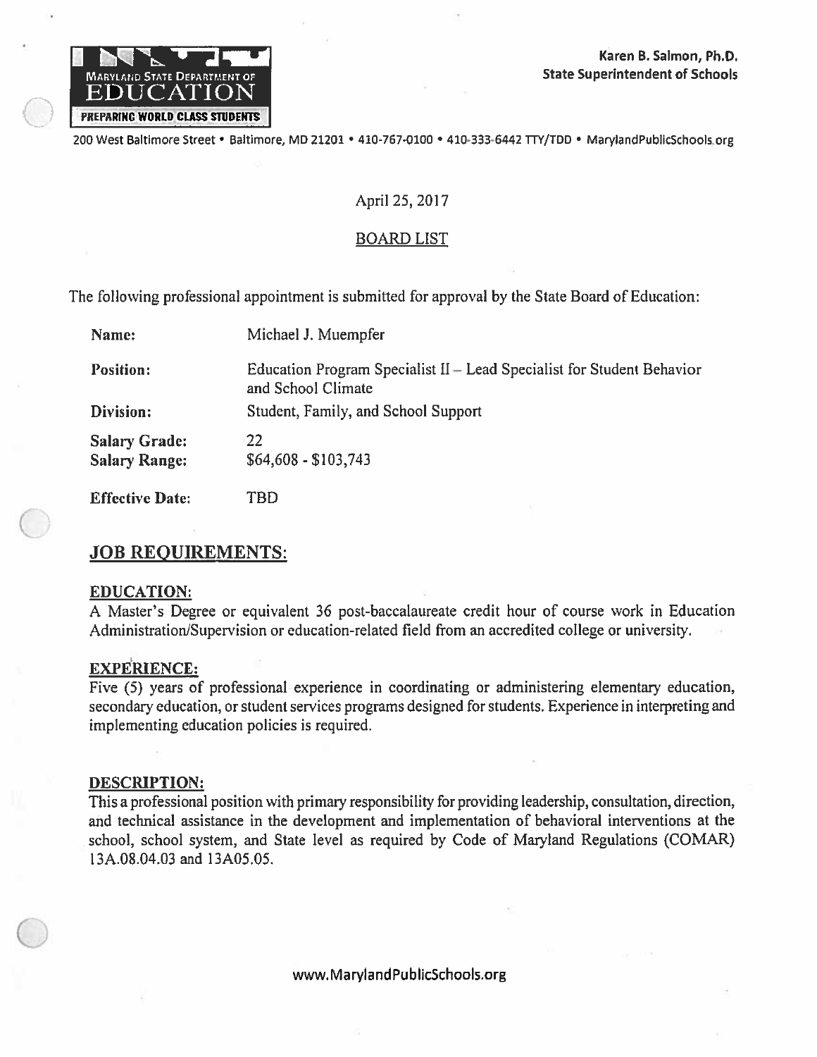Maryland State Department of Education
PREPARING WORLD CLASS STUDENTS

**Karen B. Salmon, Ph.D.**
**State Superintendent of Schools**

200 West Baltimore Street • Baltimore, MD 21201 • 410-767-0100 • 410-333-6442 TTY/TDD • MarylandPublicSchools.org

April 25, 2017

BOARD LIST

The following professional appointment is submitted for approval by the State Board of Education:

| | |
|---|---|
| **Name:** | Michael J. Muempfer |
| **Position:** | Education Program Specialist II – Lead Specialist for Student Behavior and School Climate |
| **Division:** | Student, Family, and School Support |
| **Salary Grade:** | 22 |
| **Salary Range:** | $64,608 - $103,743 |
| **Effective Date:** | TBD |

## JOB REQUIREMENTS:

### EDUCATION:

A Master's Degree or equivalent 36 post-baccalaureate credit hour of course work in Education Administration/Supervision or education-related field from an accredited college or university.

### EXPERIENCE:

Five (5) years of professional experience in coordinating or administering elementary education, secondary education, or student services programs designed for students. Experience in interpreting and implementing education policies is required.

### DESCRIPTION:

This a professional position with primary responsibility for providing leadership, consultation, direction, and technical assistance in the development and implementation of behavioral interventions at the school, school system, and State level as required by Code of Maryland Regulations (COMAR) 13A.08.04.03 and 13A05.05.

www.MarylandPublicSchools.org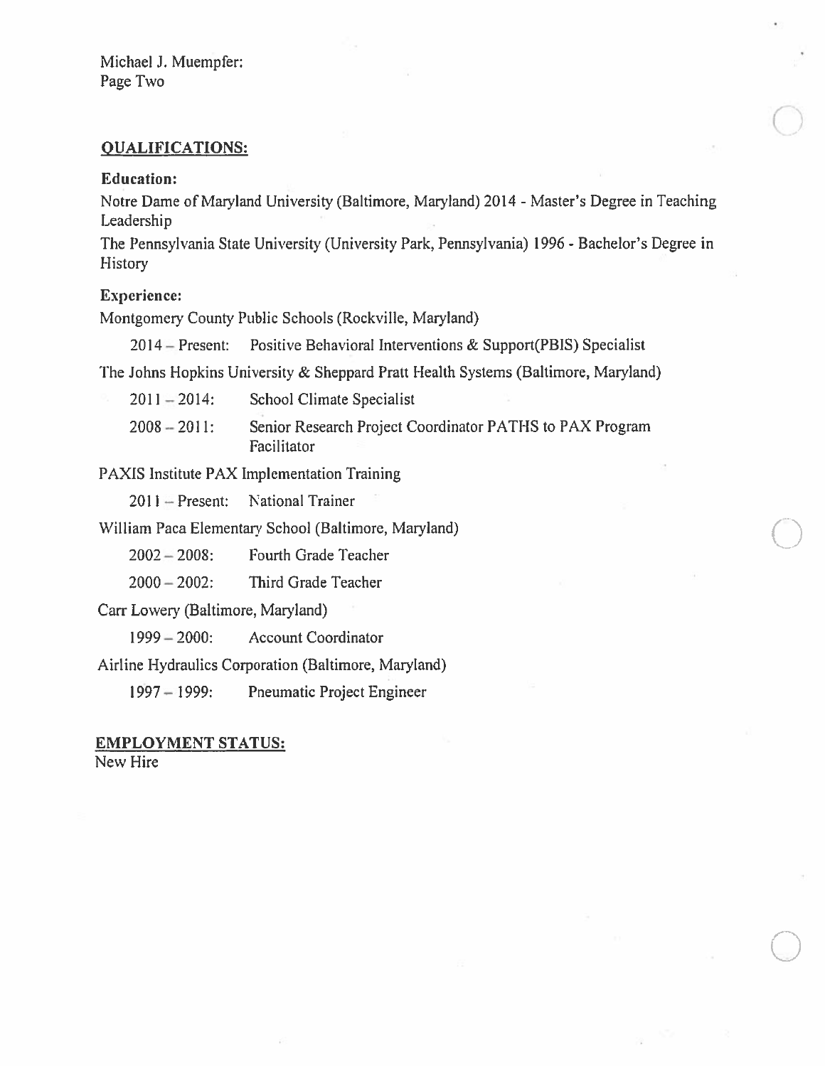Michael J. Muempfer:
Page Two

## QUALIFICATIONS:

**Education:**

Notre Dame of Maryland University (Baltimore, Maryland) 2014 - Master's Degree in Teaching Leadership

The Pennsylvania State University (University Park, Pennsylvania) 1996 - Bachelor's Degree in History

**Experience:**

Montgomery County Public Schools (Rockville, Maryland)

2014 – Present: Positive Behavioral Interventions & Support(PBIS) Specialist

The Johns Hopkins University & Sheppard Pratt Health Systems (Baltimore, Maryland)

2011 – 2014: School Climate Specialist

2008 – 2011: Senior Research Project Coordinator PATHS to PAX Program Facilitator

PAXIS Institute PAX Implementation Training

2011 – Present: National Trainer

William Paca Elementary School (Baltimore, Maryland)

2002 – 2008: Fourth Grade Teacher

2000 – 2002: Third Grade Teacher

Carr Lowery (Baltimore, Maryland)

1999 – 2000: Account Coordinator

Airline Hydraulics Corporation (Baltimore, Maryland)

1997 – 1999: Pneumatic Project Engineer

## EMPLOYMENT STATUS:

New Hire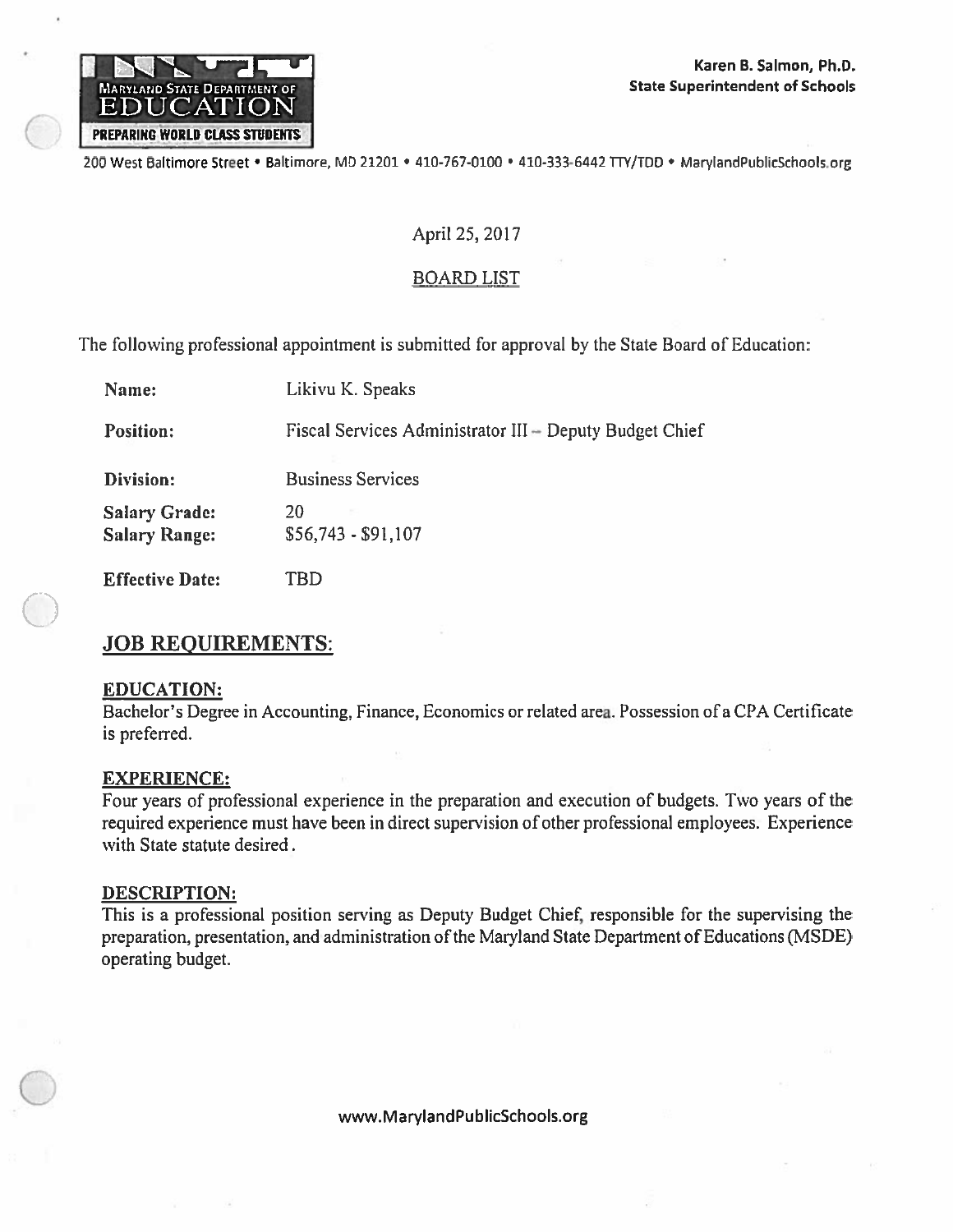Karen B. Salmon, Ph.D.
State Superintendent of Schools

MARYLAND STATE DEPARTMENT OF EDUCATION
PREPARING WORLD CLASS STUDENTS

200 West Baltimore Street • Baltimore, MD 21201 • 410-767-0100 • 410-333-6442 TTY/TDD • MarylandPublicSchools.org

April 25, 2017

BOARD LIST

The following professional appointment is submitted for approval by the State Board of Education:

**Name:** Likivu K. Speaks

**Position:** Fiscal Services Administrator III – Deputy Budget Chief

**Division:** Business Services

**Salary Grade:** 20
**Salary Range:** $56,743 - $91,107

**Effective Date:** TBD

## JOB REQUIREMENTS:

### EDUCATION:

Bachelor's Degree in Accounting, Finance, Economics or related area. Possession of a CPA Certificate is preferred.

### EXPERIENCE:

Four years of professional experience in the preparation and execution of budgets. Two years of the required experience must have been in direct supervision of other professional employees. Experience with State statute desired.

### DESCRIPTION:

This is a professional position serving as Deputy Budget Chief, responsible for the supervising the preparation, presentation, and administration of the Maryland State Department of Educations (MSDE) operating budget.

www.MarylandPublicSchools.org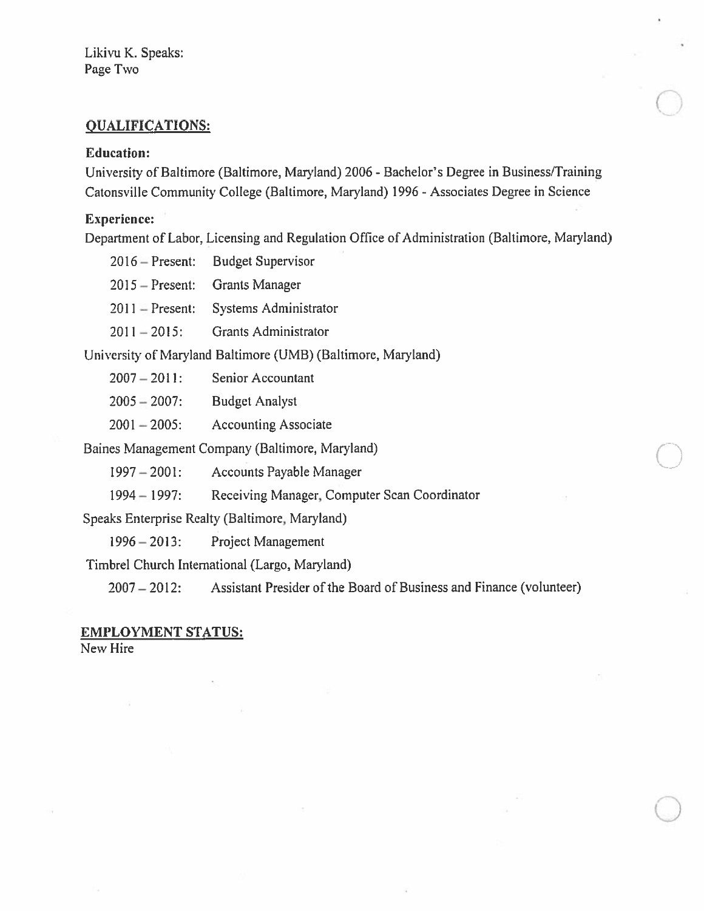Likivu K. Speaks:
Page Two

## QUALIFICATIONS:

**Education:**

University of Baltimore (Baltimore, Maryland) 2006 - Bachelor's Degree in Business/Training
Catonsville Community College (Baltimore, Maryland) 1996 - Associates Degree in Science

**Experience:**

Department of Labor, Licensing and Regulation Office of Administration (Baltimore, Maryland)

- 2016 – Present: Budget Supervisor
- 2015 – Present: Grants Manager
- 2011 – Present: Systems Administrator
- 2011 – 2015: Grants Administrator

University of Maryland Baltimore (UMB) (Baltimore, Maryland)

- 2007 – 2011: Senior Accountant
- 2005 – 2007: Budget Analyst
- 2001 – 2005: Accounting Associate

Baines Management Company (Baltimore, Maryland)

- 1997 – 2001: Accounts Payable Manager
- 1994 – 1997: Receiving Manager, Computer Scan Coordinator

Speaks Enterprise Realty (Baltimore, Maryland)

- 1996 – 2013: Project Management

Timbrel Church International (Largo, Maryland)

- 2007 – 2012: Assistant Presider of the Board of Business and Finance (volunteer)

## EMPLOYMENT STATUS:

New Hire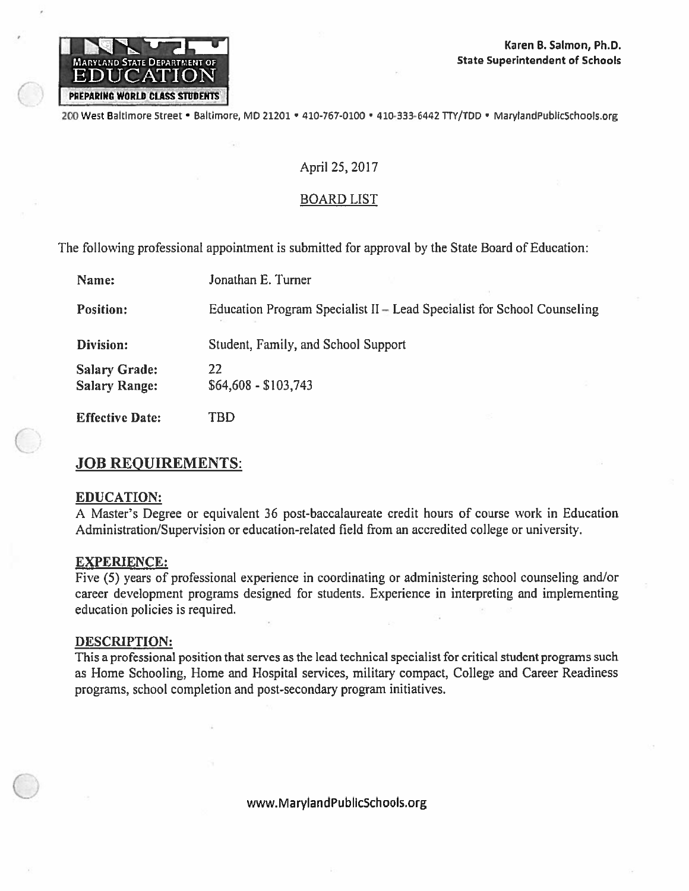Karen B. Salmon, Ph.D.
State Superintendent of Schools

MARYLAND STATE DEPARTMENT OF EDUCATION
PREPARING WORLD CLASS STUDENTS

200 West Baltimore Street • Baltimore, MD 21201 • 410-767-0100 • 410-333-6442 TTY/TDD • MarylandPublicSchools.org

April 25, 2017

BOARD LIST

The following professional appointment is submitted for approval by the State Board of Education:

**Name:** Jonathan E. Turner

**Position:** Education Program Specialist II – Lead Specialist for School Counseling

**Division:** Student, Family, and School Support

**Salary Grade:** 22
**Salary Range:** $64,608 - $103,743

**Effective Date:** TBD

## JOB REQUIREMENTS:

### EDUCATION:

A Master's Degree or equivalent 36 post-baccalaureate credit hours of course work in Education Administration/Supervision or education-related field from an accredited college or university.

### EXPERIENCE:

Five (5) years of professional experience in coordinating or administering school counseling and/or career development programs designed for students. Experience in interpreting and implementing education policies is required.

### DESCRIPTION:

This a professional position that serves as the lead technical specialist for critical student programs such as Home Schooling, Home and Hospital services, military compact, College and Career Readiness programs, school completion and post-secondary program initiatives.

www.MarylandPublicSchools.org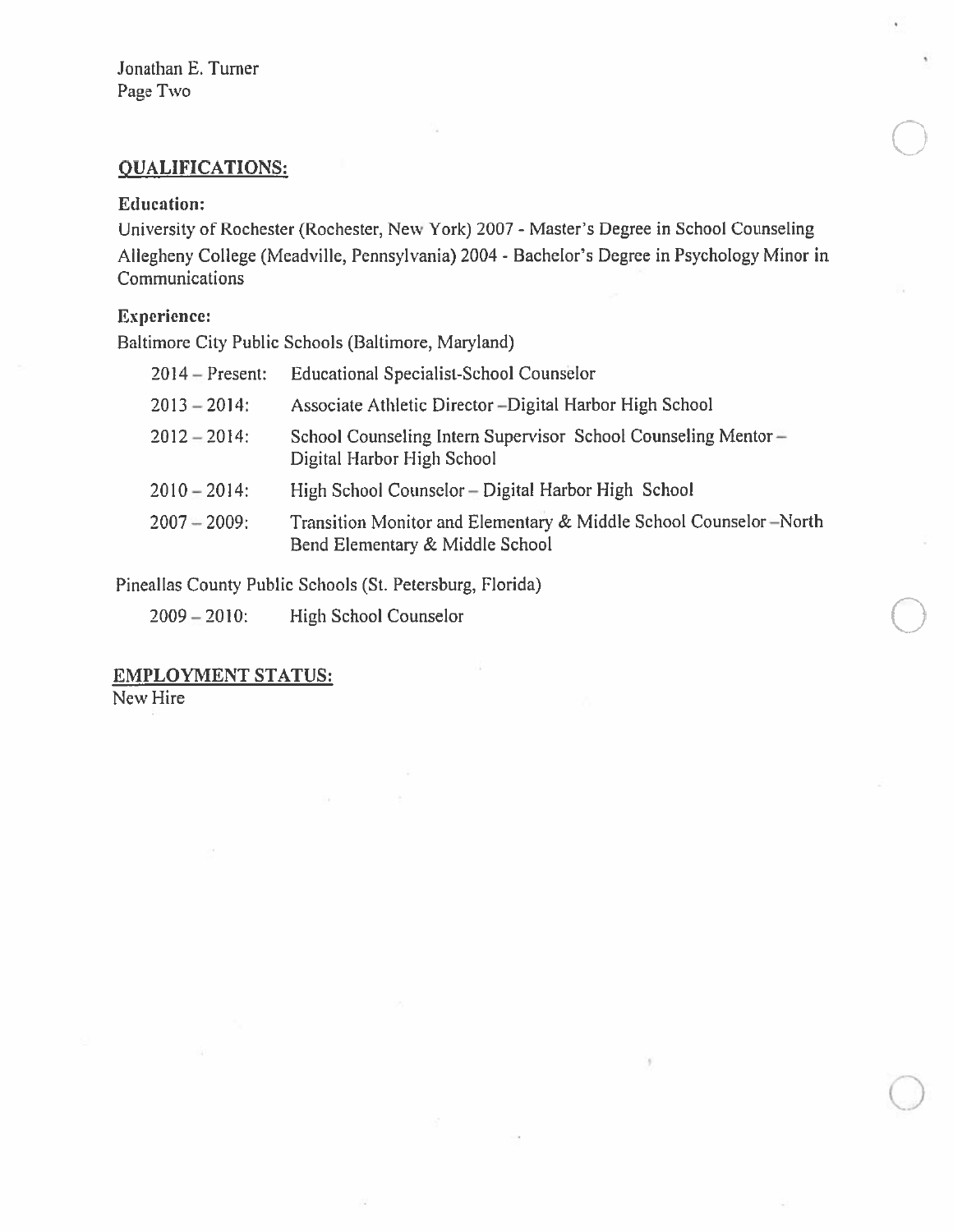Jonathan E. Turner
Page Two

## QUALIFICATIONS:

**Education:**

University of Rochester (Rochester, New York) 2007 - Master's Degree in School Counseling

Allegheny College (Meadville, Pennsylvania) 2004 - Bachelor's Degree in Psychology Minor in Communications

**Experience:**

Baltimore City Public Schools (Baltimore, Maryland)

| | |
|---|---|
| 2014 – Present: | Educational Specialist-School Counselor |
| 2013 – 2014: | Associate Athletic Director –Digital Harbor High School |
| 2012 – 2014: | School Counseling Intern Supervisor School Counseling Mentor – Digital Harbor High School |
| 2010 – 2014: | High School Counselor – Digital Harbor High School |
| 2007 – 2009: | Transition Monitor and Elementary & Middle School Counselor –North Bend Elementary & Middle School |

Pineallas County Public Schools (St. Petersburg, Florida)

| | |
|---|---|
| 2009 – 2010: | High School Counselor |

## EMPLOYMENT STATUS:

New Hire